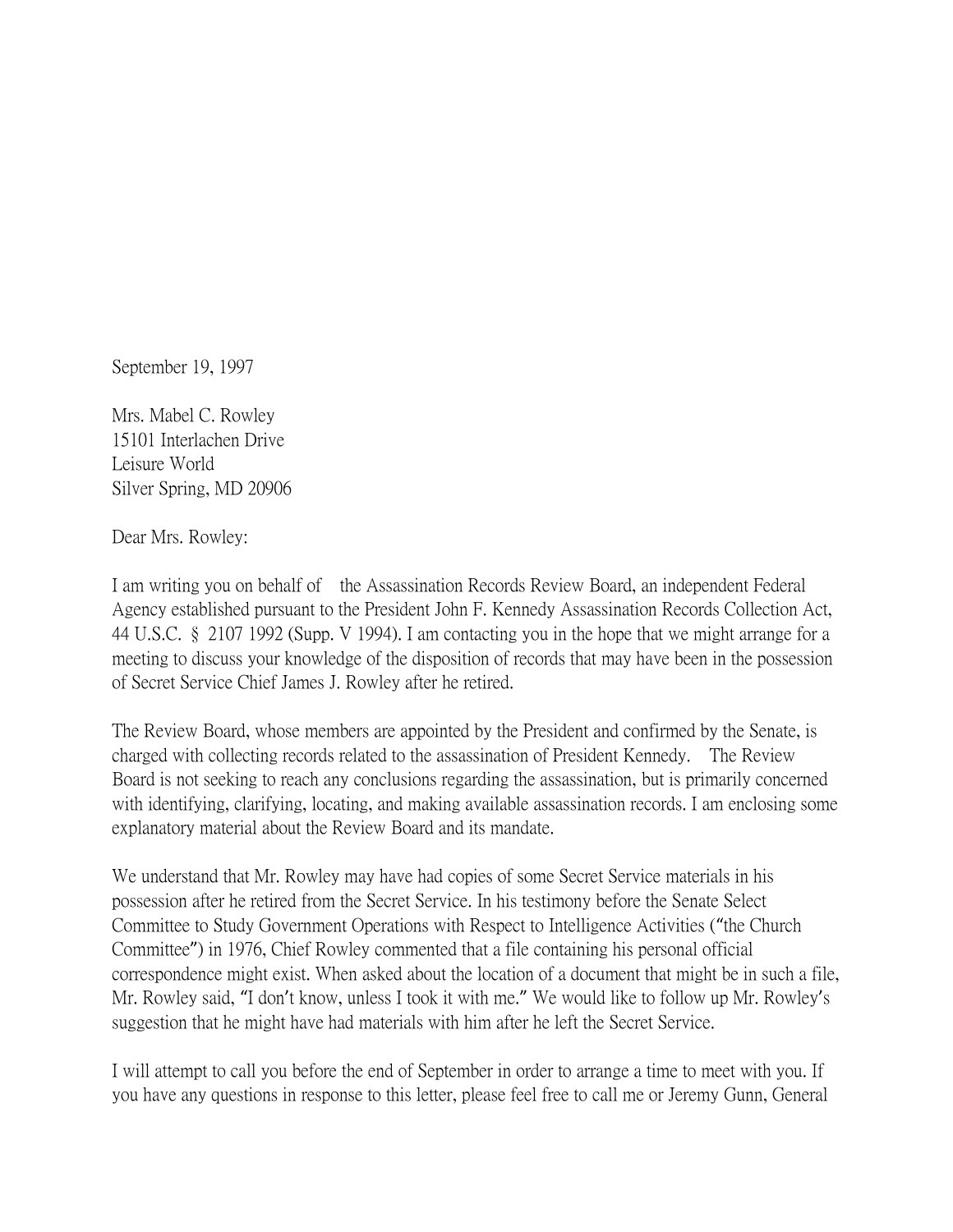September 19, 1997

Mrs. Mabel C. Rowley
15101 Interlachen Drive
Leisure World
Silver Spring, MD 20906

Dear Mrs. Rowley:

I am writing you on behalf of the Assassination Records Review Board, an independent Federal Agency established pursuant to the President John F. Kennedy Assassination Records Collection Act, 44 U.S.C. § 2107 1992 (Supp. V 1994). I am contacting you in the hope that we might arrange for a meeting to discuss your knowledge of the disposition of records that may have been in the possession of Secret Service Chief James J. Rowley after he retired.

The Review Board, whose members are appointed by the President and confirmed by the Senate, is charged with collecting records related to the assassination of President Kennedy. The Review Board is not seeking to reach any conclusions regarding the assassination, but is primarily concerned with identifying, clarifying, locating, and making available assassination records. I am enclosing some explanatory material about the Review Board and its mandate.

We understand that Mr. Rowley may have had copies of some Secret Service materials in his possession after he retired from the Secret Service. In his testimony before the Senate Select Committee to Study Government Operations with Respect to Intelligence Activities ("the Church Committee") in 1976, Chief Rowley commented that a file containing his personal official correspondence might exist. When asked about the location of a document that might be in such a file, Mr. Rowley said, "I don't know, unless I took it with me." We would like to follow up Mr. Rowley's suggestion that he might have had materials with him after he left the Secret Service.

I will attempt to call you before the end of September in order to arrange a time to meet with you. If you have any questions in response to this letter, please feel free to call me or Jeremy Gunn, General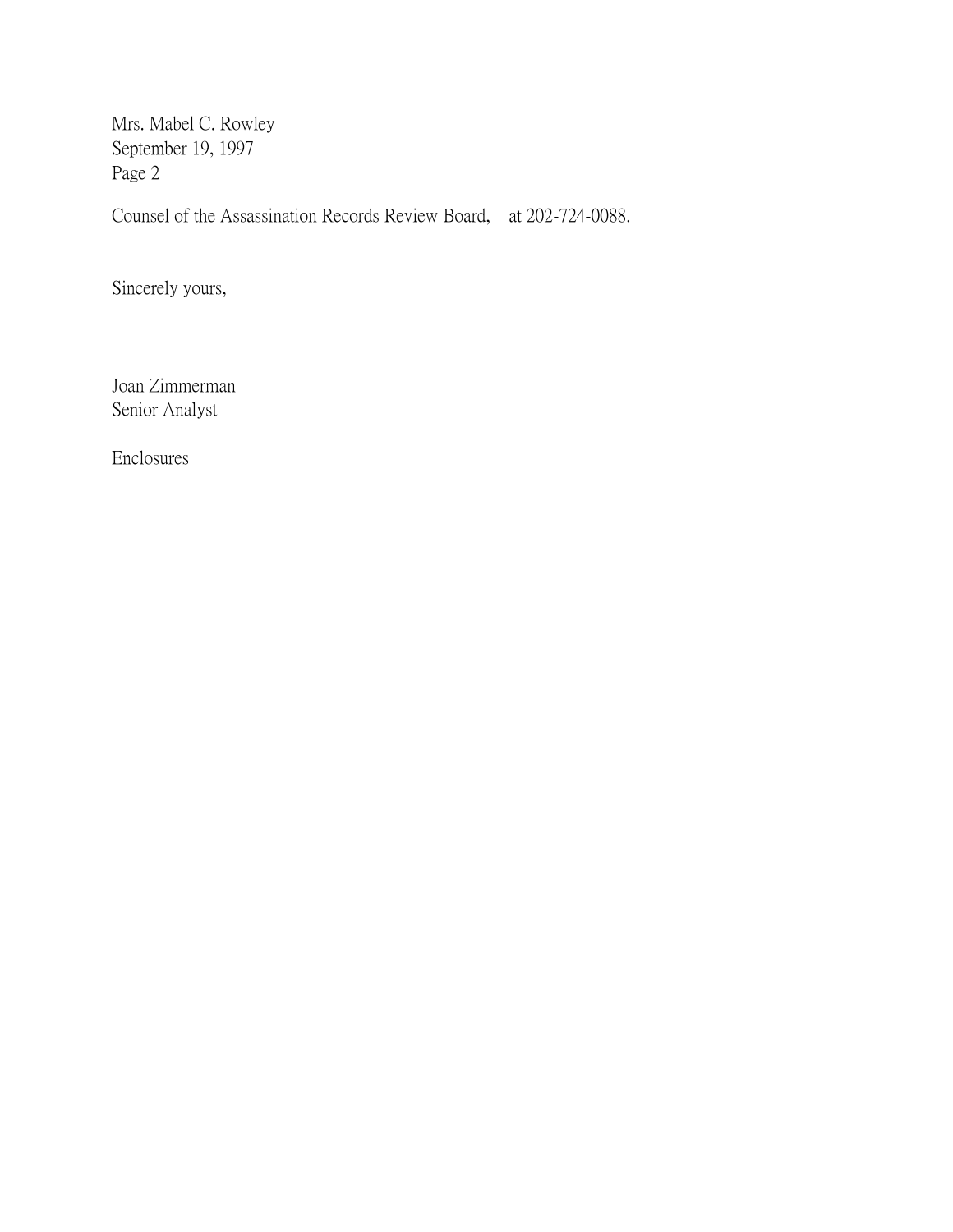Mrs. Mabel C. Rowley
September 19, 1997
Page 2

Counsel of the Assassination Records Review Board, at 202-724-0088.

Sincerely yours,

Joan Zimmerman
Senior Analyst

Enclosures